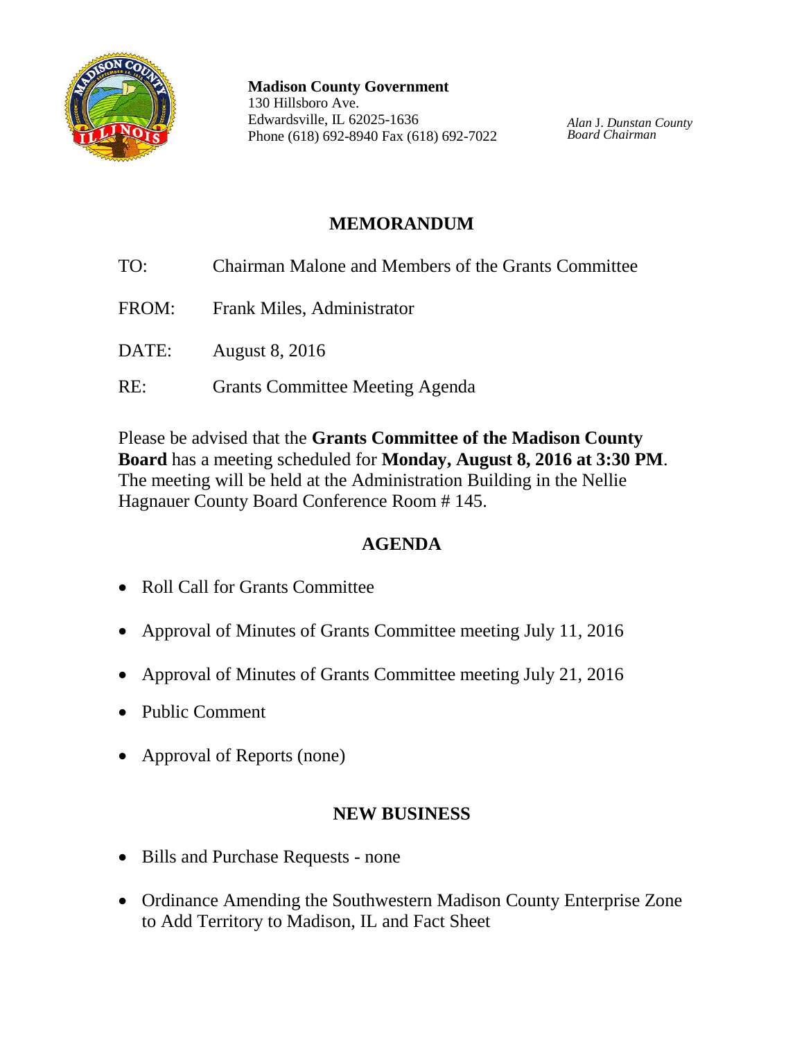**Madison County Government**
130 Hillsboro Ave.
Edwardsville, IL 62025-1636
Phone (618) 692-8940 Fax (618) 692-7022

*Alan J. Dunstan County Board Chairman*

# MEMORANDUM

TO: Chairman Malone and Members of the Grants Committee

FROM: Frank Miles, Administrator

DATE: August 8, 2016

RE: Grants Committee Meeting Agenda

Please be advised that the **Grants Committee of the Madison County Board** has a meeting scheduled for **Monday, August 8, 2016 at 3:30 PM**. The meeting will be held at the Administration Building in the Nellie Hagnauer County Board Conference Room # 145.

## AGENDA

- Roll Call for Grants Committee
- Approval of Minutes of Grants Committee meeting July 11, 2016
- Approval of Minutes of Grants Committee meeting July 21, 2016
- Public Comment
- Approval of Reports (none)

## NEW BUSINESS

- Bills and Purchase Requests - none
- Ordinance Amending the Southwestern Madison County Enterprise Zone to Add Territory to Madison, IL and Fact Sheet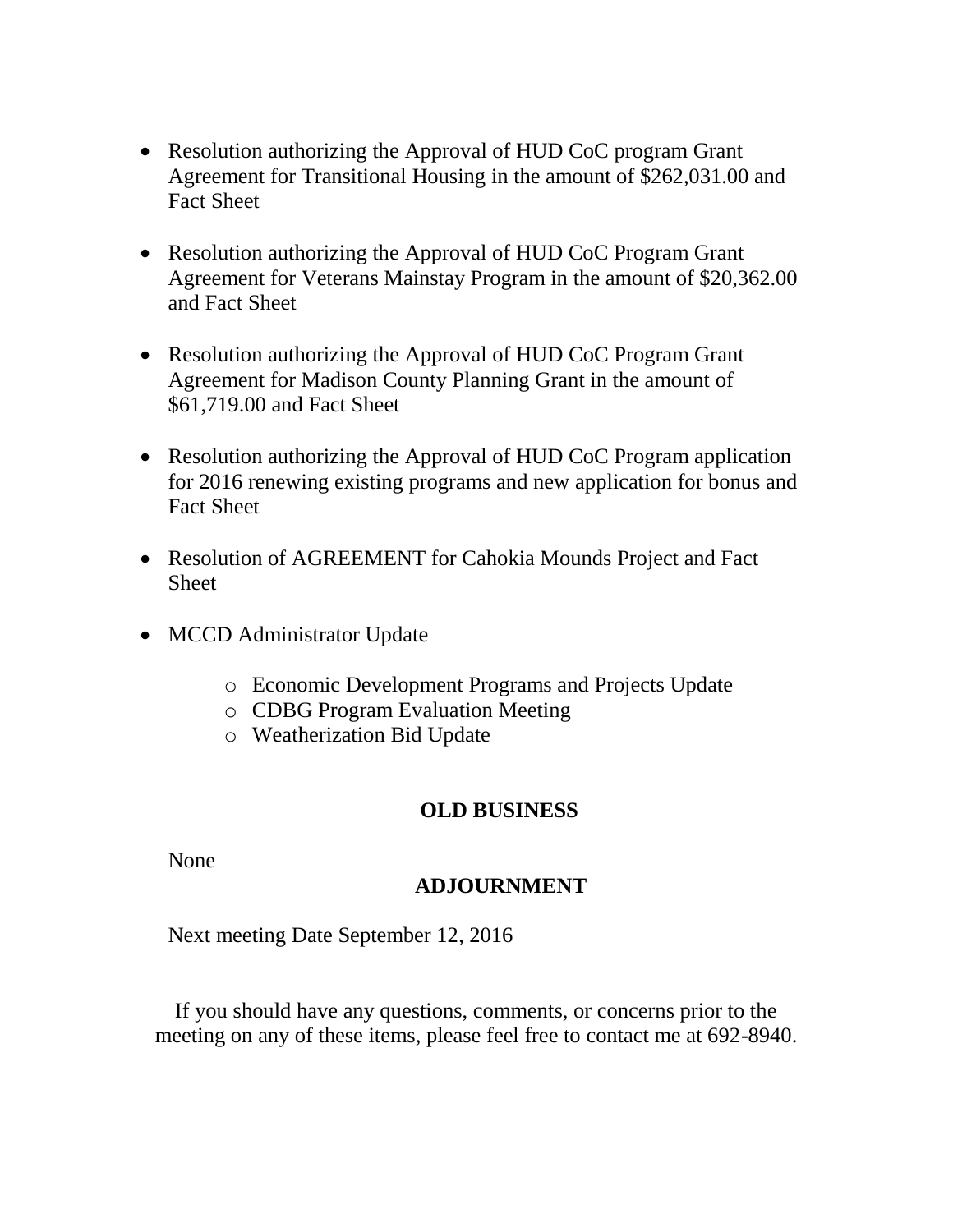- Resolution authorizing the Approval of HUD CoC program Grant Agreement for Transitional Housing in the amount of $262,031.00 and Fact Sheet

- Resolution authorizing the Approval of HUD CoC Program Grant Agreement for Veterans Mainstay Program in the amount of $20,362.00 and Fact Sheet

- Resolution authorizing the Approval of HUD CoC Program Grant Agreement for Madison County Planning Grant in the amount of $61,719.00 and Fact Sheet

- Resolution authorizing the Approval of HUD CoC Program application for 2016 renewing existing programs and new application for bonus and Fact Sheet

- Resolution of AGREEMENT for Cahokia Mounds Project and Fact Sheet

- MCCD Administrator Update
  - Economic Development Programs and Projects Update
  - CDBG Program Evaluation Meeting
  - Weatherization Bid Update

**OLD BUSINESS**

None

**ADJOURNMENT**

Next meeting Date September 12, 2016

If you should have any questions, comments, or concerns prior to the meeting on any of these items, please feel free to contact me at 692-8940.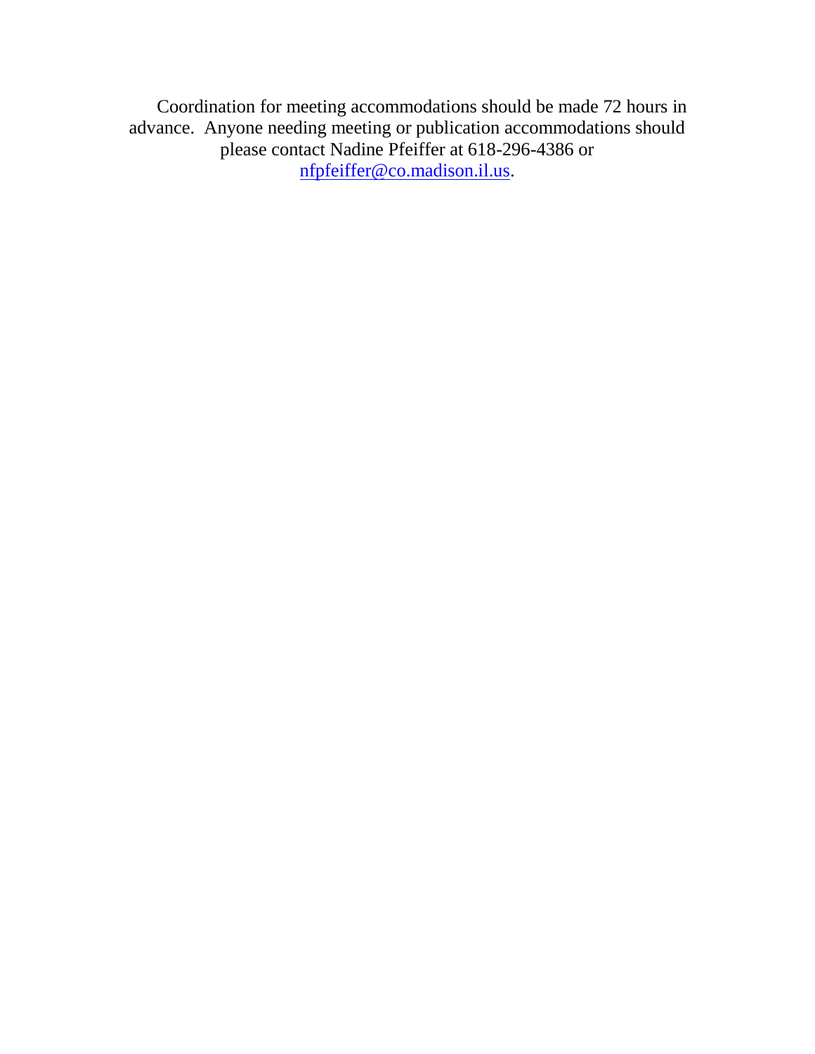Coordination for meeting accommodations should be made 72 hours in advance. Anyone needing meeting or publication accommodations should please contact Nadine Pfeiffer at 618-296-4386 or nfpfeiffer@co.madison.il.us.